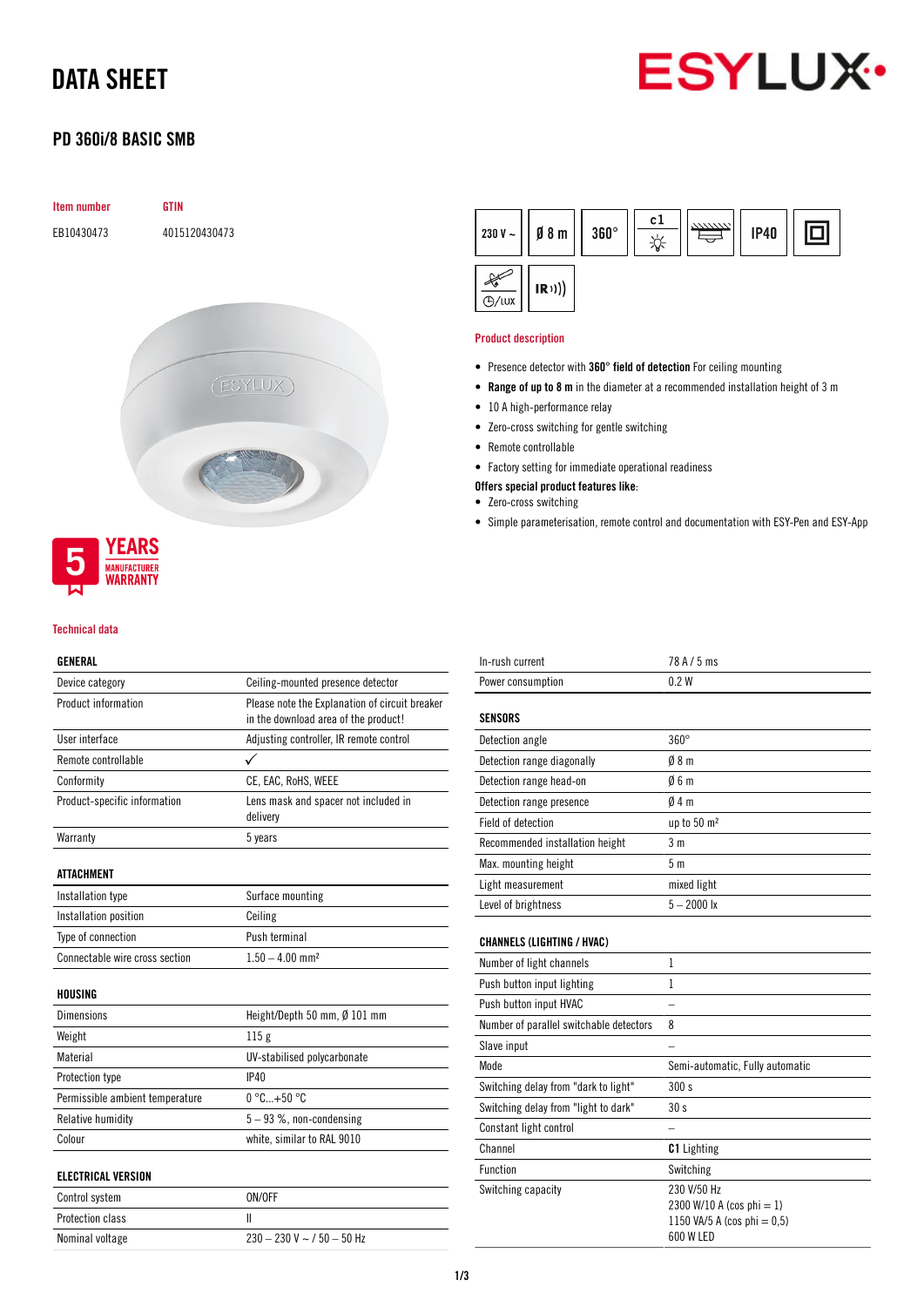# DATA SHEET

## PD 360i/8 BASIC SMB

| Item number | GTIN |
|---|---|
| EB10430473 | 4015120430473 |

230 V ~ | Ø 8 m | 360° | c1 | IP40 | IR

5 YEARS MANUFACTURER WARRANTY

### Product description

- Presence detector with **360° field of detection** For ceiling mounting
- **Range of up to 8 m** in the diameter at a recommended installation height of 3 m
- 10 A high-performance relay
- Zero-cross switching for gentle switching
- Remote controllable
- Factory setting for immediate operational readiness

**Offers special product features like**:

- Zero-cross switching
- Simple parameterisation, remote control and documentation with ESY-Pen and ESY-App

### Technical data

| GENERAL | |
|---|---|
| Device category | Ceiling-mounted presence detector |
| Product information | Please note the Explanation of circuit breaker in the download area of the product! |
| User interface | Adjusting controller, IR remote control |
| Remote controllable | ✓ |
| Conformity | CE, EAC, RoHS, WEEE |
| Product-specific information | Lens mask and spacer not included in delivery |
| Warranty | 5 years |

| ATTACHMENT | |
|---|---|
| Installation type | Surface mounting |
| Installation position | Ceiling |
| Type of connection | Push terminal |
| Connectable wire cross section | 1.50 – 4.00 mm² |

| HOUSING | |
|---|---|
| Dimensions | Height/Depth 50 mm, Ø 101 mm |
| Weight | 115 g |
| Material | UV-stabilised polycarbonate |
| Protection type | IP40 |
| Permissible ambient temperature | 0 °C...+50 °C |
| Relative humidity | 5 – 93 %, non-condensing |
| Colour | white, similar to RAL 9010 |

| ELECTRICAL VERSION | |
|---|---|
| Control system | ON/OFF |
| Protection class | II |
| Nominal voltage | 230 – 230 V ~ / 50 – 50 Hz |
| In-rush current | 78 A / 5 ms |
| Power consumption | 0.2 W |

| SENSORS | |
|---|---|
| Detection angle | 360° |
| Detection range diagonally | Ø 8 m |
| Detection range head-on | Ø 6 m |
| Detection range presence | Ø 4 m |
| Field of detection | up to 50 m² |
| Recommended installation height | 3 m |
| Max. mounting height | 5 m |
| Light measurement | mixed light |
| Level of brightness | 5 – 2000 lx |

| CHANNELS (LIGHTING / HVAC) | |
|---|---|
| Number of light channels | 1 |
| Push button input lighting | 1 |
| Push button input HVAC | – |
| Number of parallel switchable detectors | 8 |
| Slave input | – |
| Mode | Semi-automatic, Fully automatic |
| Switching delay from "dark to light" | 300 s |
| Switching delay from "light to dark" | 30 s |
| Constant light control | – |
| Channel | **C1** Lighting |
| Function | Switching |
| Switching capacity | 230 V/50 Hz<br>2300 W/10 A (cos phi = 1)<br>1150 VA/5 A (cos phi = 0,5)<br>600 W LED |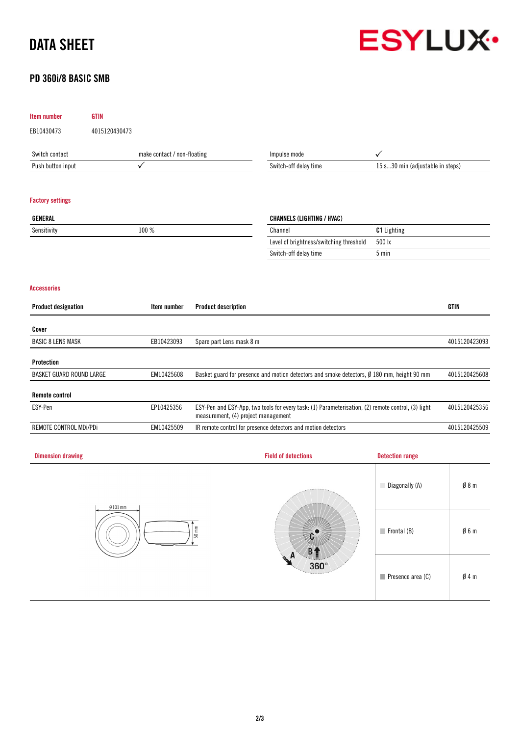# DATA SHEET

## PD 360i/8 BASIC SMB

| Item number | GTIN |
|---|---|
| EB10430473 | 4015120430473 |

| | | | |
|---|---|---|---|
| Switch contact | make contact / non-floating | Impulse mode | ✓ |
| Push button input | ✓ | Switch-off delay time | 15 s...30 min (adjustable in steps) |

### Factory settings

| GENERAL | |
|---|---|
| Sensitivity | 100 % |

| CHANNELS (LIGHTING / HVAC) | |
|---|---|
| Channel | **C1** Lighting |
| Level of brightness/switching threshold | 500 lx |
| Switch-off delay time | 5 min |

### Accessories

| Product designation | Item number | Product description | GTIN |
|---|---|---|---|
| **Cover** | | | |
| BASIC 8 LENS MASK | EB10423093 | Spare part Lens mask 8 m | 4015120423093 |
| **Protection** | | | |
| BASKET GUARD ROUND LARGE | EM10425608 | Basket guard for presence and motion detectors and smoke detectors, Ø 180 mm, height 90 mm | 4015120425608 |
| **Remote control** | | | |
| ESY-Pen | EP10425356 | ESY-Pen and ESY-App, two tools for every task: (1) Parameterisation, (2) remote control, (3) light measurement, (4) project management | 4015120425356 |
| REMOTE CONTROL MDi/PDi | EM10425509 | IR remote control for presence detectors and motion detectors | 4015120425509 |

### Dimension drawing

Ø 101 mm

50 mm

### Field of detections

A, B, C, 360°

### Detection range

| | |
|---|---|
| Diagonally (A) | Ø 8 m |
| Frontal (B) | Ø 6 m |
| Presence area (C) | Ø 4 m |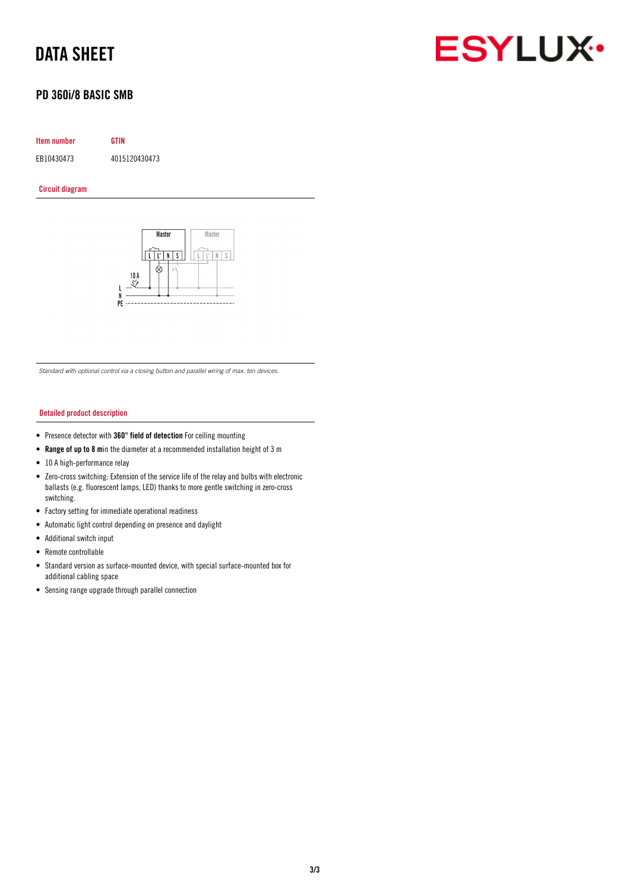# DATA SHEET

## PD 360i/8 BASIC SMB

| Item number | GTIN |
|---|---|
| EB10430473 | 4015120430473 |

### Circuit diagram

Master

L L' N S

Master

L L' N S

10 A

L

N

PE

*Standard with optional control via a closing button and parallel wiring of max. ten devices.*

### Detailed product description

- Presence detector with **360° field of detection** For ceiling mounting
- **Range of up to 8 m** in the diameter at a recommended installation height of 3 m
- 10 A high-performance relay
- Zero-cross switching: Extension of the service life of the relay and bulbs with electronic ballasts (e.g. fluorescent lamps, LED) thanks to more gentle switching in zero-cross switching.
- Factory setting for immediate operational readiness
- Automatic light control depending on presence and daylight
- Additional switch input
- Remote controllable
- Standard version as surface-mounted device, with special surface-mounted box for additional cabling space
- Sensing range upgrade through parallel connection